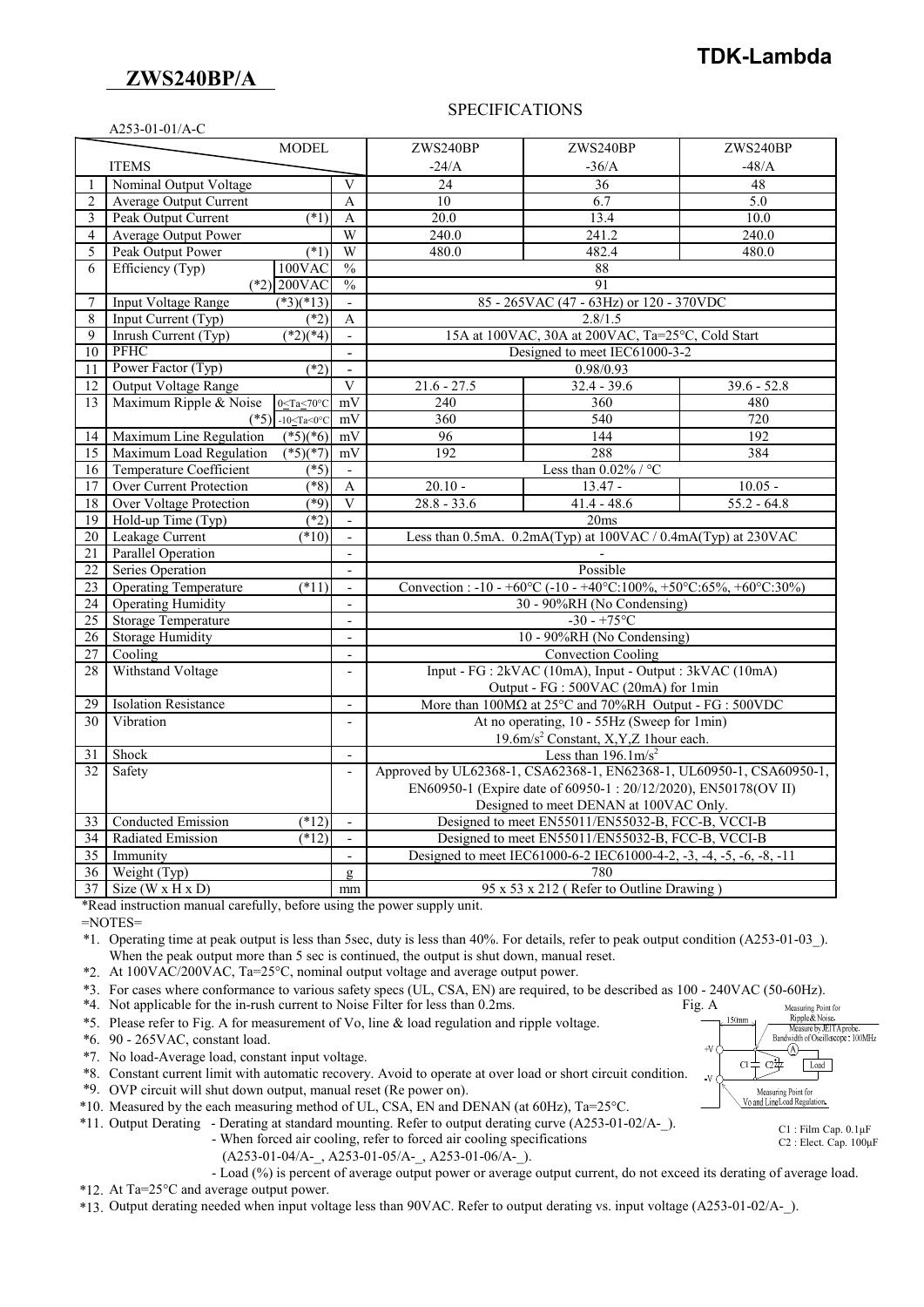**TDK-Lambda**

# ZWS240BP/A

## SPECIFICATIONS

A253-01-01/A-C

| No. | ITEMS | | Unit | ZWS240BP -24/A | ZWS240BP -36/A | ZWS240BP -48/A |
|---|---|---|---|---|---|---|
| 1 | Nominal Output Voltage | | V | 24 | 36 | 48 |
| 2 | Average Output Current | | A | 10 | 6.7 | 5.0 |
| 3 | Peak Output Current | (*1) | A | 20.0 | 13.4 | 10.0 |
| 4 | Average Output Power | | W | 240.0 | 241.2 | 240.0 |
| 5 | Peak Output Power | (*1) | W | 480.0 | 482.4 | 480.0 |
| 6 | Efficiency (Typ) | 100VAC | % | 88 | | |
| | | (*2) 200VAC | % | 91 | | |
| 7 | Input Voltage Range | (*3)(*13) | - | 85 - 265VAC (47 - 63Hz) or 120 - 370VDC | | |
| 8 | Input Current (Typ) | (*2) | A | 2.8/1.5 | | |
| 9 | Inrush Current (Typ) | (*2)(*4) | - | 15A at 100VAC, 30A at 200VAC, Ta=25°C, Cold Start | | |
| 10 | PFHC | | - | Designed to meet IEC61000-3-2 | | |
| 11 | Power Factor (Typ) | (*2) | - | 0.98/0.93 | | |
| 12 | Output Voltage Range | | V | 21.6 - 27.5 | 32.4 - 39.6 | 39.6 - 52.8 |
| 13 | Maximum Ripple & Noise | 0≤Ta≤70°C | mV | 240 | 360 | 480 |
| | | (*5) -10≤Ta<0°C | mV | 360 | 540 | 720 |
| 14 | Maximum Line Regulation | (*5)(*6) | mV | 96 | 144 | 192 |
| 15 | Maximum Load Regulation | (*5)(*7) | mV | 192 | 288 | 384 |
| 16 | Temperature Coefficient | (*5) | - | Less than 0.02% / °C | | |
| 17 | Over Current Protection | (*8) | A | 20.10 - | 13.47 - | 10.05 - |
| 18 | Over Voltage Protection | (*9) | V | 28.8 - 33.6 | 41.4 - 48.6 | 55.2 - 64.8 |
| 19 | Hold-up Time (Typ) | (*2) | - | 20ms | | |
| 20 | Leakage Current | (*10) | - | Less than 0.5mA. 0.2mA(Typ) at 100VAC / 0.4mA(Typ) at 230VAC | | |
| 21 | Parallel Operation | | - | - | | |
| 22 | Series Operation | | - | Possible | | |
| 23 | Operating Temperature | (*11) | - | Convection : -10 - +60°C (-10 - +40°C:100%, +50°C:65%, +60°C:30%) | | |
| 24 | Operating Humidity | | - | 30 - 90%RH (No Condensing) | | |
| 25 | Storage Temperature | | - | -30 - +75°C | | |
| 26 | Storage Humidity | | - | 10 - 90%RH (No Condensing) | | |
| 27 | Cooling | | - | Convection Cooling | | |
| 28 | Withstand Voltage | | - | Input - FG : 2kVAC (10mA), Input - Output : 3kVAC (10mA) Output - FG : 500VAC (20mA) for 1min | | |
| 29 | Isolation Resistance | | - | More than 100MΩ at 25°C and 70%RH Output - FG : 500VDC | | |
| 30 | Vibration | | - | At no operating, 10 - 55Hz (Sweep for 1min) 19.6m/s² Constant, X,Y,Z 1hour each. | | |
| 31 | Shock | | - | Less than 196.1m/s² | | |
| 32 | Safety | | - | Approved by UL62368-1, CSA62368-1, EN62368-1, UL60950-1, CSA60950-1, EN60950-1 (Expire date of 60950-1 : 20/12/2020), EN50178(OV II) Designed to meet DENAN at 100VAC Only. | | |
| 33 | Conducted Emission | (*12) | - | Designed to meet EN55011/EN55032-B, FCC-B, VCCI-B | | |
| 34 | Radiated Emission | (*12) | - | Designed to meet EN55011/EN55032-B, FCC-B, VCCI-B | | |
| 35 | Immunity | | - | Designed to meet IEC61000-6-2 IEC61000-4-2, -3, -4, -5, -6, -8, -11 | | |
| 36 | Weight (Typ) | | g | 780 | | |
| 37 | Size (W x H x D) | | mm | 95 x 53 x 212 ( Refer to Outline Drawing ) | | |

*Read instruction manual carefully, before using the power supply unit.

=NOTES=

*1. Operating time at peak output is less than 5sec, duty is less than 40%. For details, refer to peak output condition (A253-01-03_). When the peak output more than 5 sec is continued, the output is shut down, manual reset.

*2. At 100VAC/200VAC, Ta=25°C, nominal output voltage and average output power.

*3. For cases where conformance to various safety specs (UL, CSA, EN) are required, to be described as 100 - 240VAC (50-60Hz).

*4. Not applicable for the in-rush current to Noise Filter for less than 0.2ms.

*5. Please refer to Fig. A for measurement of Vo, line & load regulation and ripple voltage.

*6. 90 - 265VAC, constant load.

*7. No load-Average load, constant input voltage.

*8. Constant current limit with automatic recovery. Avoid to operate at over load or short circuit condition.

*9. OVP circuit will shut down output, manual reset (Re power on).

*10. Measured by the each measuring method of UL, CSA, EN and DENAN (at 60Hz), Ta=25°C.

*11. Output Derating - Derating at standard mounting. Refer to output derating curve (A253-01-02/A-_).
- When forced air cooling, refer to forced air cooling specifications (A253-01-04/A-_, A253-01-05/A-_, A253-01-06/A-_).
- Load (%) is percent of average output power or average output current, do not exceed its derating of average load.

*12. At Ta=25°C and average output power.

*13. Output derating needed when input voltage less than 90VAC. Refer to output derating vs. input voltage (A253-01-02/A-_).

Fig. A

Measuring Point for Ripple & Noise. Measure by JEITA probe. Bandwidth of Oscilloscope : 100MHz

150mm

+V, -V, C1, C2, Load

Measuring Point for Vo and Line/Load Regulation.

C1 : Film Cap. 0.1μF
C2 : Elect. Cap. 100μF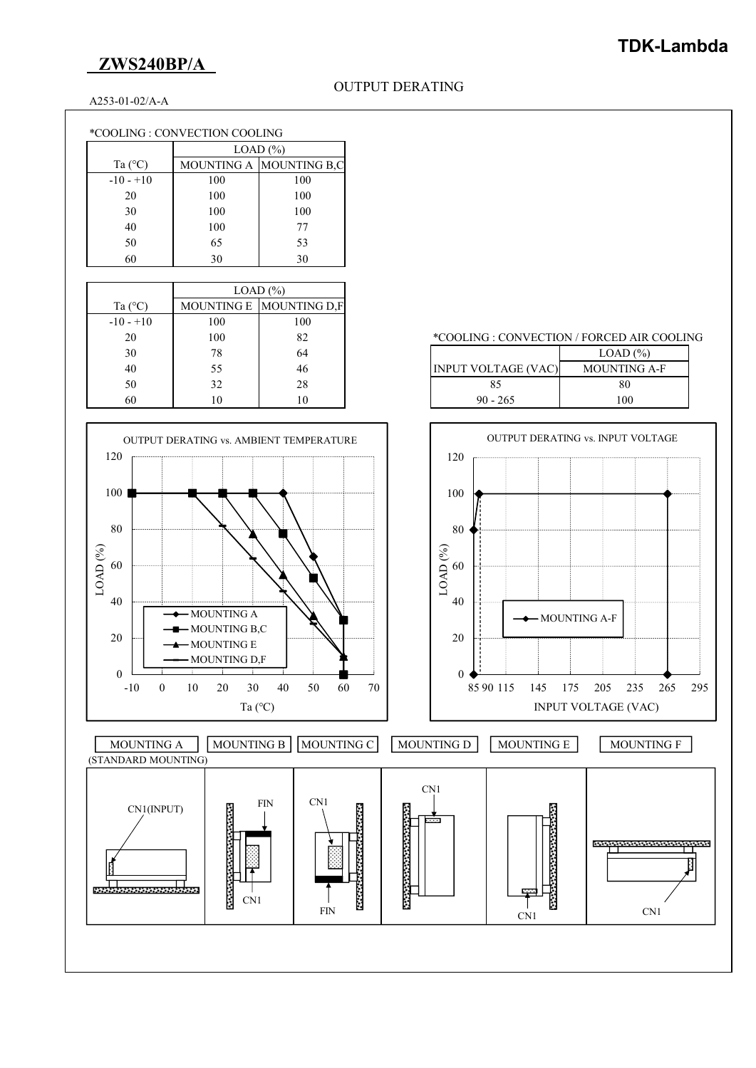**ZWS240BP/A**

## OUTPUT DERATING

A253-01-02/A-A

*COOLING : CONVECTION COOLING

| Ta (°C) | LOAD (%) | |
|---|---|---|
| | MOUNTING A | MOUNTING B,C |
| -10 - +10 | 100 | 100 |
| 20 | 100 | 100 |
| 30 | 100 | 100 |
| 40 | 100 | 77 |
| 50 | 65 | 53 |
| 60 | 30 | 30 |

| Ta (°C) | LOAD (%) | |
|---|---|---|
| | MOUNTING E | MOUNTING D,F |
| -10 - +10 | 100 | 100 |
| 20 | 100 | 82 |
| 30 | 78 | 64 |
| 40 | 55 | 46 |
| 50 | 32 | 28 |
| 60 | 10 | 10 |

*COOLING : CONVECTION / FORCED AIR COOLING

| INPUT VOLTAGE (VAC) | LOAD (%) |
|---|---|
| | MOUNTING A-F |
| 85 | 80 |
| 90 - 265 | 100 |

OUTPUT DERATING vs. AMBIENT TEMPERATURE

OUTPUT DERATING vs. INPUT VOLTAGE

MOUNTING A (STANDARD MOUNTING) | MOUNTING B | MOUNTING C | MOUNTING D | MOUNTING E | MOUNTING F

CN1(INPUT), FIN, CN1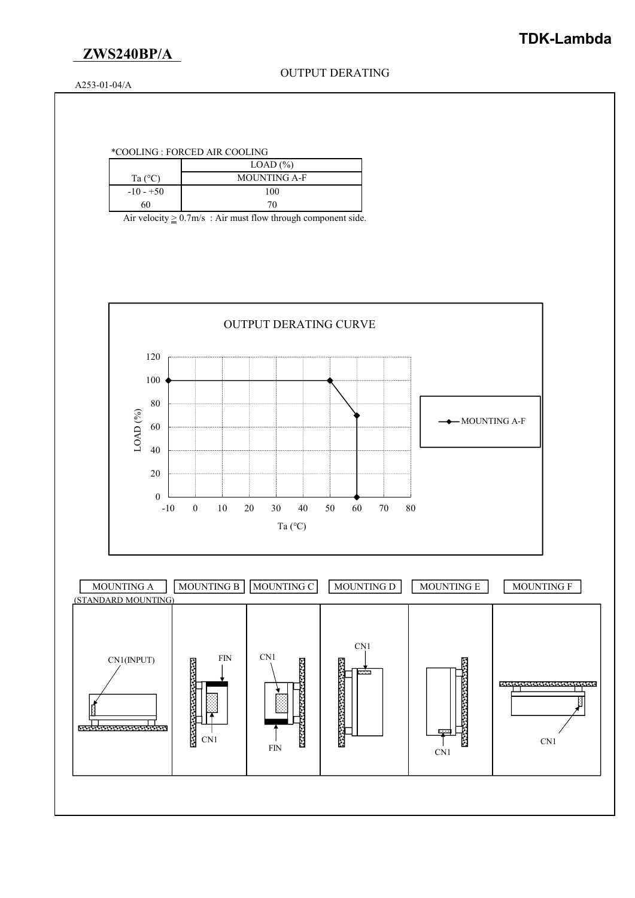## ZWS240BP/A

OUTPUT DERATING

A253-01-04/A

*COOLING : FORCED AIR COOLING

| Ta (°C) | LOAD (%) |
|---|---|
| | MOUNTING A-F |
| -10 - +50 | 100 |
| 60 | 70 |

Air velocity ≥ 0.7m/s : Air must flow through component side.

OUTPUT DERATING CURVE

LOAD (%)

Ta (°C)

MOUNTING A-F

MOUNTING A (STANDARD MOUNTING) | MOUNTING B | MOUNTING C | MOUNTING D | MOUNTING E | MOUNTING F

CN1(INPUT) FIN CN1 CN1 FIN CN1 CN1 CN1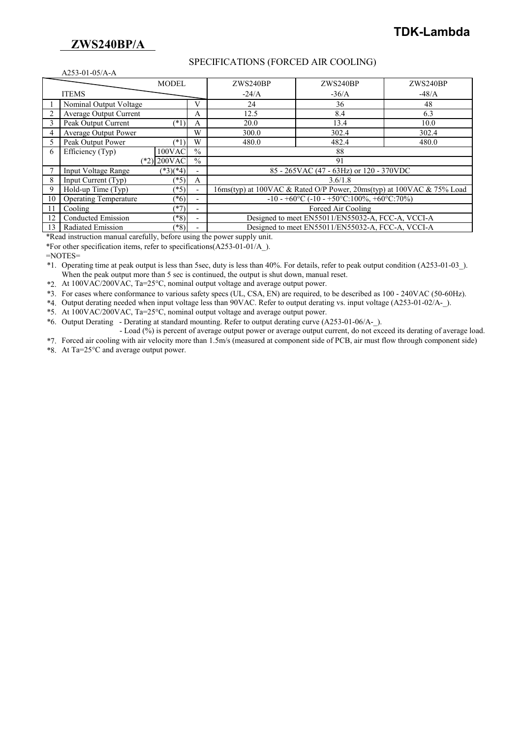**TDK-Lambda**

## ZWS240BP/A

SPECIFICATIONS (FORCED AIR COOLING)

A253-01-05/A-A

| | ITEMS / MODEL | | | ZWS240BP -24/A | ZWS240BP -36/A | ZWS240BP -48/A |
|---|---|---|---|---|---|---|
| 1 | Nominal Output Voltage | | V | 24 | 36 | 48 |
| 2 | Average Output Current | | A | 12.5 | 8.4 | 6.3 |
| 3 | Peak Output Current | (*1) | A | 20.0 | 13.4 | 10.0 |
| 4 | Average Output Power | | W | 300.0 | 302.4 | 302.4 |
| 5 | Peak Output Power | (*1) | W | 480.0 | 482.4 | 480.0 |
| 6 | Efficiency (Typ) | 100VAC | % | 88 | | |
| | (*2) | 200VAC | % | 91 | | |
| 7 | Input Voltage Range | (*3)(*4) | - | 85 - 265VAC (47 - 63Hz) or 120 - 370VDC | | |
| 8 | Input Current (Typ) | (*5) | A | 3.6/1.8 | | |
| 9 | Hold-up Time (Typ) | (*5) | - | 16ms(typ) at 100VAC & Rated O/P Power, 20ms(typ) at 100VAC & 75% Load | | |
| 10 | Operating Temperature | (*6) | - | -10 - +60°C (-10 - +50°C:100%, +60°C:70%) | | |
| 11 | Cooling | (*7) | - | Forced Air Cooling | | |
| 12 | Conducted Emission | (*8) | - | Designed to meet EN55011/EN55032-A, FCC-A, VCCI-A | | |
| 13 | Radiated Emission | (*8) | - | Designed to meet EN55011/EN55032-A, FCC-A, VCCI-A | | |

*Read instruction manual carefully, before using the power supply unit.

*For other specification items, refer to specifications(A253-01-01/A_).

=NOTES=

*1. Operating time at peak output is less than 5sec, duty is less than 40%. For details, refer to peak output condition (A253-01-03_). When the peak output more than 5 sec is continued, the output is shut down, manual reset.

*2. At 100VAC/200VAC, Ta=25°C, nominal output voltage and average output power.

*3. For cases where conformance to various safety specs (UL, CSA, EN) are required, to be described as 100 - 240VAC (50-60Hz).

*4. Output derating needed when input voltage less than 90VAC. Refer to output derating vs. input voltage (A253-01-02/A-_).

*5. At 100VAC/200VAC, Ta=25°C, nominal output voltage and average output power.

*6. Output Derating - Derating at standard mounting. Refer to output derating curve (A253-01-06/A-_).
- Load (%) is percent of average output power or average output current, do not exceed its derating of average load.

*7. Forced air cooling with air velocity more than 1.5m/s (measured at component side of PCB, air must flow through component side)

*8. At Ta=25°C and average output power.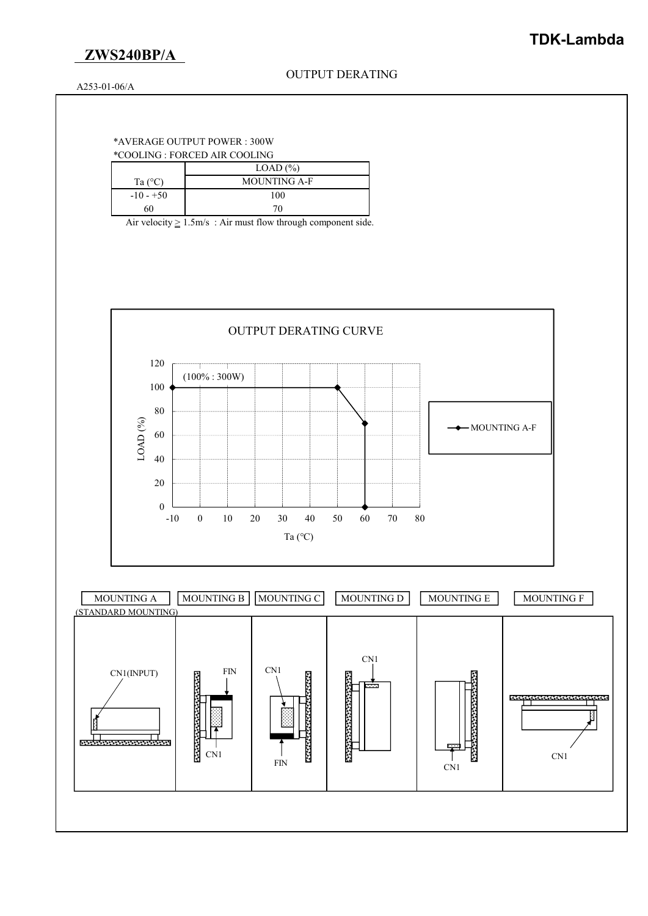**ZWS240BP/A**

TDK-Lambda

## OUTPUT DERATING

A253-01-06/A

*AVERAGE OUTPUT POWER : 300W
*COOLING : FORCED AIR COOLING

| Ta (°C) | LOAD (%) MOUNTING A-F |
|---|---|
| -10 - +50 | 100 |
| 60 | 70 |

Air velocity ≥ 1.5m/s : Air must flow through component side.

OUTPUT DERATING CURVE

(100% : 300W)

LOAD (%)

120
100
80
60
40
20
0

-10 0 10 20 30 40 50 60 70 80

Ta (°C)

MOUNTING A-F

MOUNTING A (STANDARD MOUNTING)

MOUNTING B

MOUNTING C

MOUNTING D

MOUNTING E

MOUNTING F

CN1(INPUT)

FIN

CN1

CN1

FIN

CN1

CN1

CN1